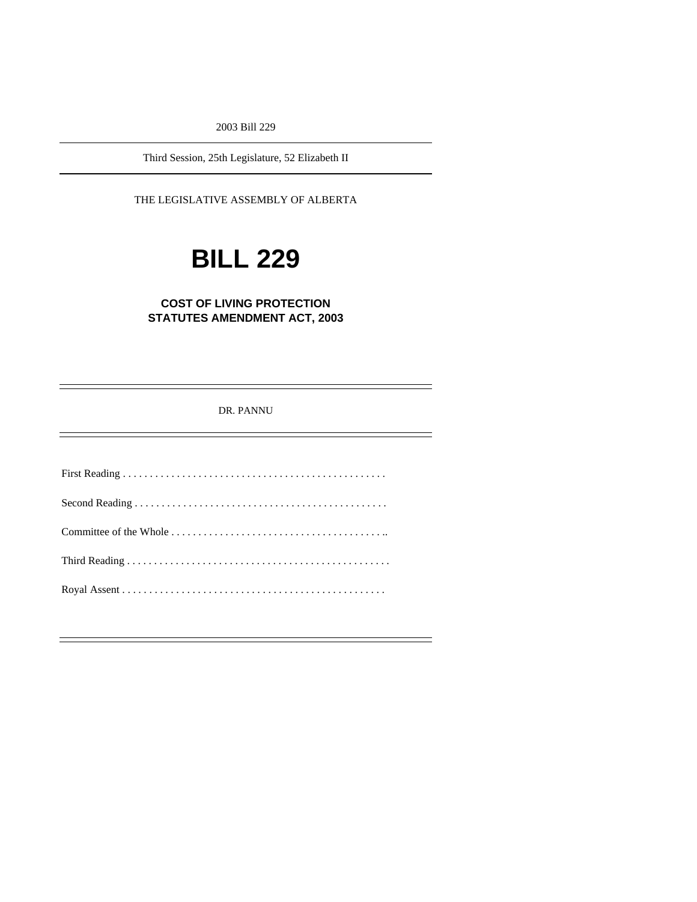2003 Bill 229

Third Session, 25th Legislature, 52 Elizabeth II

THE LEGISLATIVE ASSEMBLY OF ALBERTA

# BILL 229

## COST OF LIVING PROTECTION STATUTES AMENDMENT ACT, 2003

DR. PANNU

First Reading . . . . . . . . . . . . . . . . . . . . . . . . . . . . . . . . . . . . . . . . . . . . . . . . .

Second Reading . . . . . . . . . . . . . . . . . . . . . . . . . . . . . . . . . . . . . . . . . . . . . . .

Committee of the Whole . . . . . . . . . . . . . . . . . . . . . . . . . . . . . . . . . . . . . . . ..

Third Reading . . . . . . . . . . . . . . . . . . . . . . . . . . . . . . . . . . . . . . . . . . . . . . . . .

Royal Assent . . . . . . . . . . . . . . . . . . . . . . . . . . . . . . . . . . . . . . . . . . . . . . . . .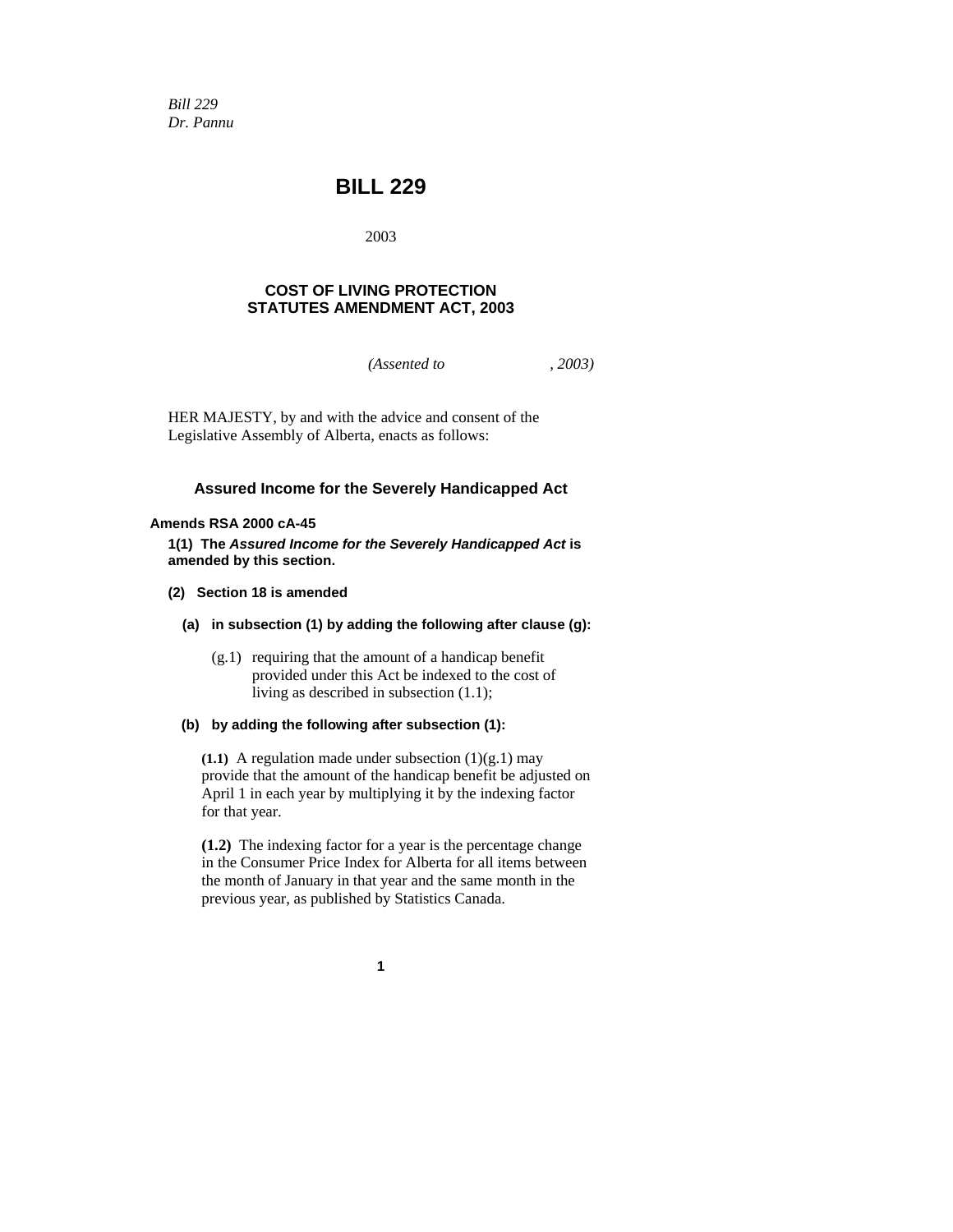*Bill 229*
*Dr. Pannu*

# BILL 229

2003

## COST OF LIVING PROTECTION STATUTES AMENDMENT ACT, 2003

*(Assented to , 2003)*

HER MAJESTY, by and with the advice and consent of the Legislative Assembly of Alberta, enacts as follows:

### Assured Income for the Severely Handicapped Act

**Amends RSA 2000 cA-45**

**1(1) The *Assured Income for the Severely Handicapped Act* is amended by this section.**

**(2) Section 18 is amended**

**(a) in subsection (1) by adding the following after clause (g):**

(g.1) requiring that the amount of a handicap benefit provided under this Act be indexed to the cost of living as described in subsection (1.1);

**(b) by adding the following after subsection (1):**

**(1.1)** A regulation made under subsection (1)(g.1) may provide that the amount of the handicap benefit be adjusted on April 1 in each year by multiplying it by the indexing factor for that year.

**(1.2)** The indexing factor for a year is the percentage change in the Consumer Price Index for Alberta for all items between the month of January in that year and the same month in the previous year, as published by Statistics Canada.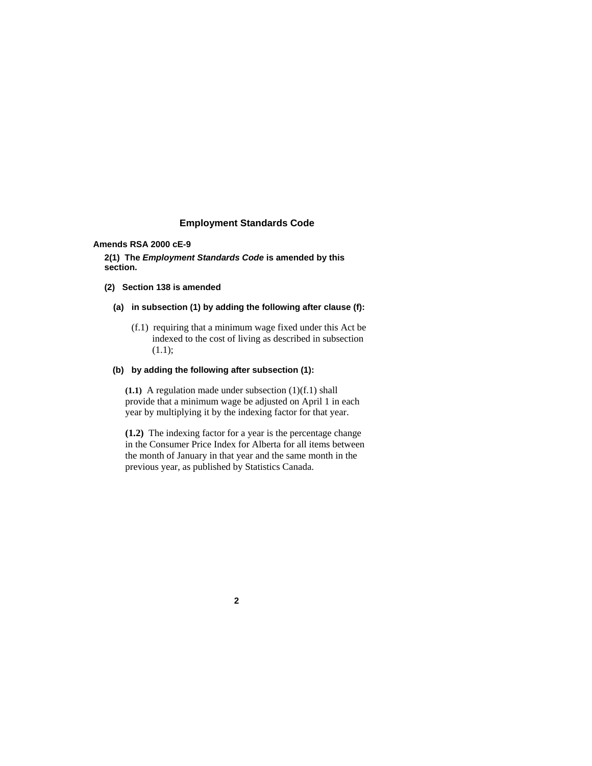## Employment Standards Code

**Amends RSA 2000 cE-9**

**2(1) The *Employment Standards Code* is amended by this section.**

**(2) Section 138 is amended**

**(a) in subsection (1) by adding the following after clause (f):**

(f.1) requiring that a minimum wage fixed under this Act be indexed to the cost of living as described in subsection (1.1);

**(b) by adding the following after subsection (1):**

**(1.1)** A regulation made under subsection (1)(f.1) shall provide that a minimum wage be adjusted on April 1 in each year by multiplying it by the indexing factor for that year.

**(1.2)** The indexing factor for a year is the percentage change in the Consumer Price Index for Alberta for all items between the month of January in that year and the same month in the previous year, as published by Statistics Canada.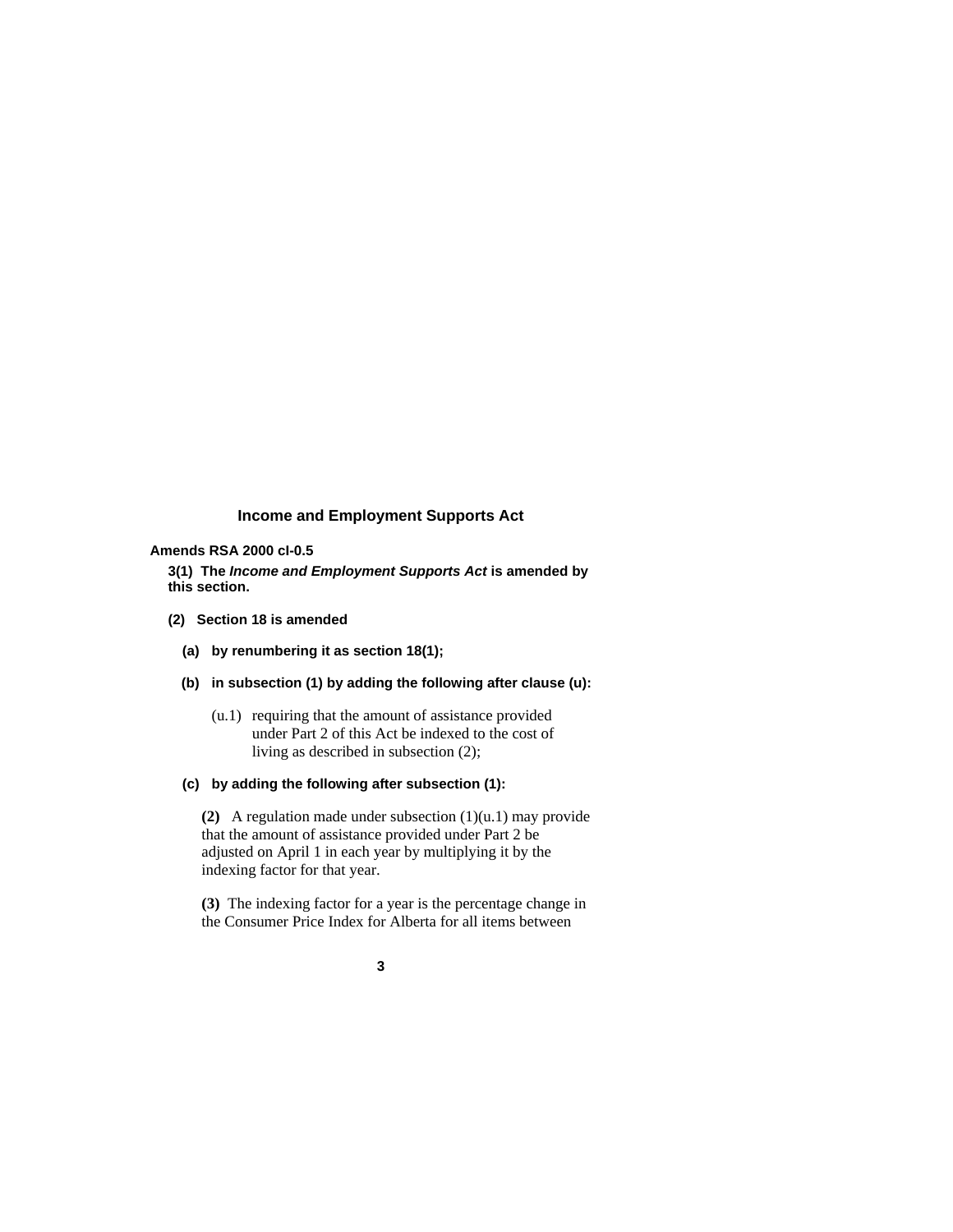## Income and Employment Supports Act

**Amends RSA 2000 cI-0.5**

**3(1) The *Income and Employment Supports Act* is amended by this section.**

**(2) Section 18 is amended**

**(a) by renumbering it as section 18(1);**

**(b) in subsection (1) by adding the following after clause (u):**

(u.1) requiring that the amount of assistance provided under Part 2 of this Act be indexed to the cost of living as described in subsection (2);

**(c) by adding the following after subsection (1):**

**(2)** A regulation made under subsection (1)(u.1) may provide that the amount of assistance provided under Part 2 be adjusted on April 1 in each year by multiplying it by the indexing factor for that year.

**(3)** The indexing factor for a year is the percentage change in the Consumer Price Index for Alberta for all items between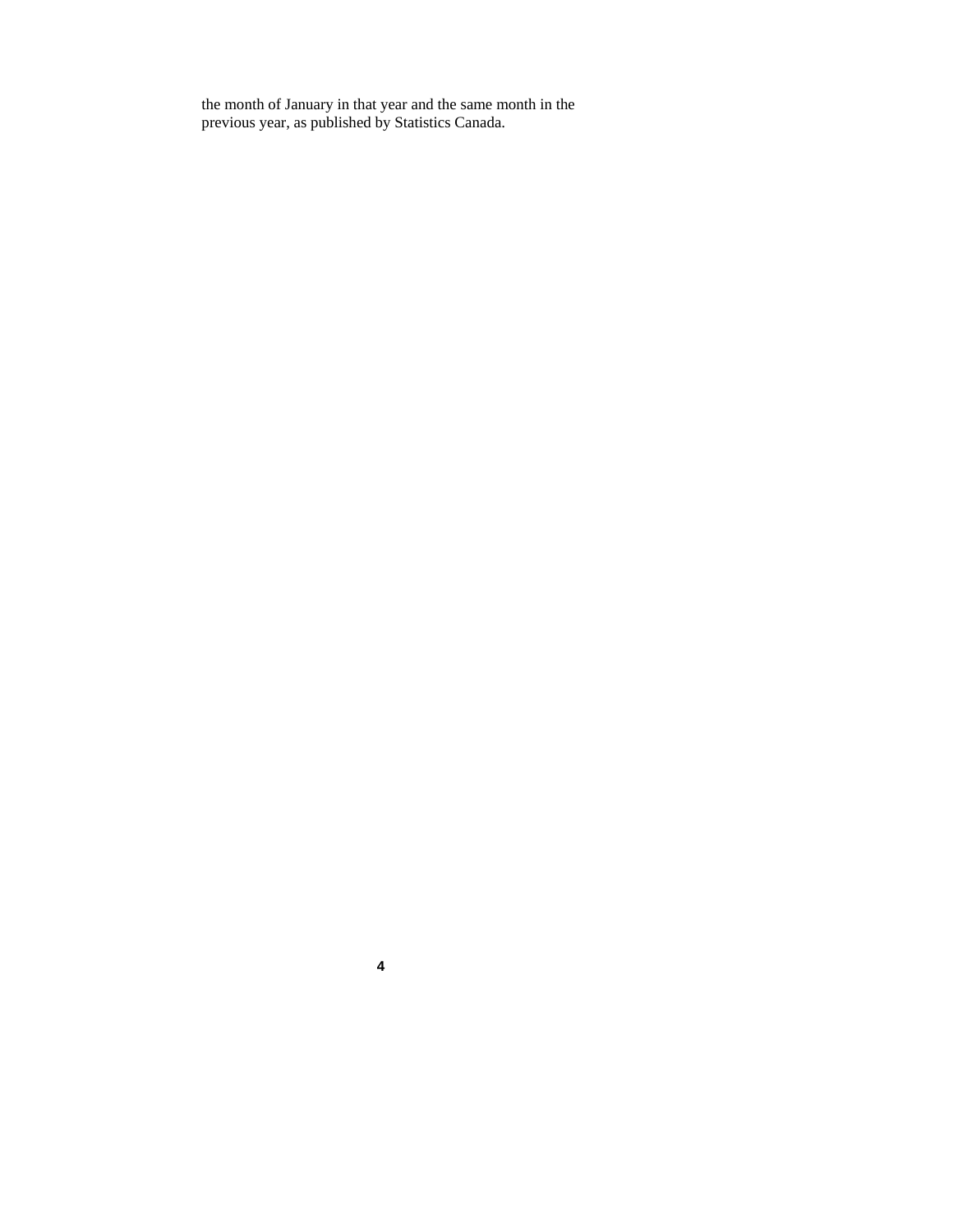the month of January in that year and the same month in the previous year, as published by Statistics Canada.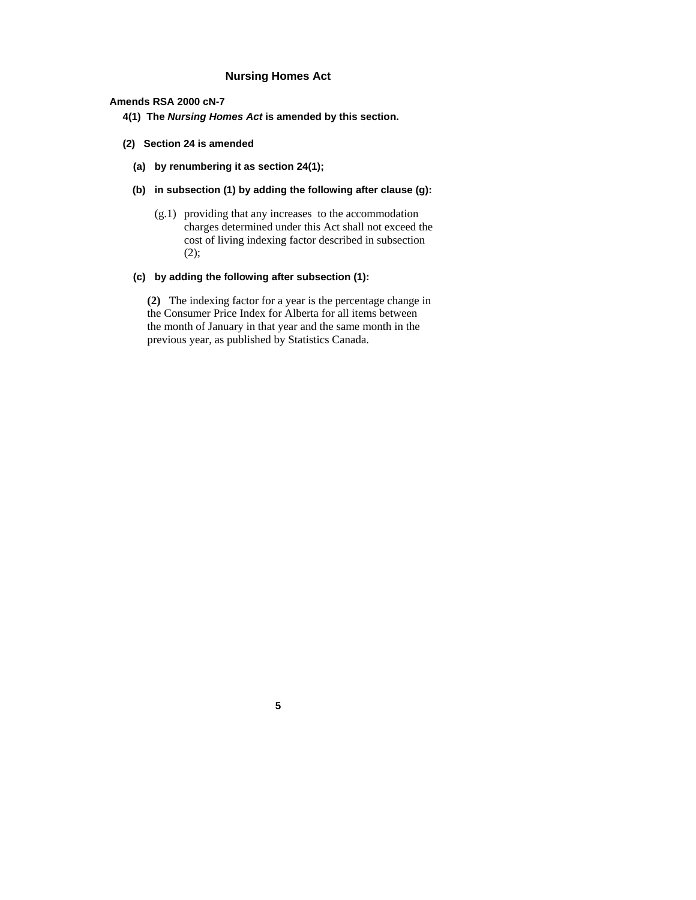## Nursing Homes Act

**Amends RSA 2000 cN-7**

**4(1) The *Nursing Homes Act* is amended by this section.**

**(2) Section 24 is amended**

**(a) by renumbering it as section 24(1);**

**(b) in subsection (1) by adding the following after clause (g):**

(g.1) providing that any increases to the accommodation charges determined under this Act shall not exceed the cost of living indexing factor described in subsection (2);

**(c) by adding the following after subsection (1):**

**(2)** The indexing factor for a year is the percentage change in the Consumer Price Index for Alberta for all items between the month of January in that year and the same month in the previous year, as published by Statistics Canada.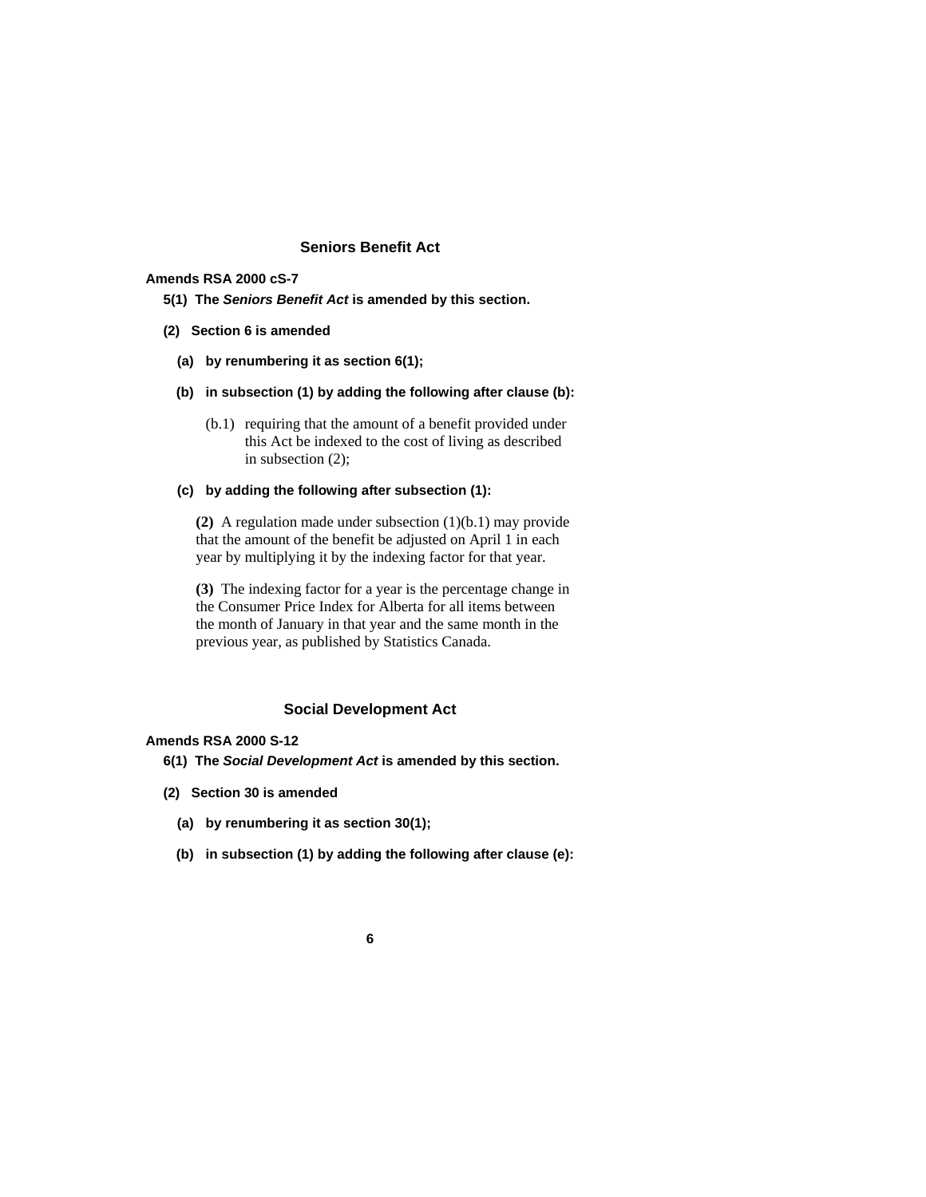## Seniors Benefit Act

**Amends RSA 2000 cS-7**

**5(1) The *Seniors Benefit Act* is amended by this section.**

**(2) Section 6 is amended**

**(a) by renumbering it as section 6(1);**

**(b) in subsection (1) by adding the following after clause (b):**

(b.1) requiring that the amount of a benefit provided under this Act be indexed to the cost of living as described in subsection (2);

**(c) by adding the following after subsection (1):**

**(2)** A regulation made under subsection (1)(b.1) may provide that the amount of the benefit be adjusted on April 1 in each year by multiplying it by the indexing factor for that year.

**(3)** The indexing factor for a year is the percentage change in the Consumer Price Index for Alberta for all items between the month of January in that year and the same month in the previous year, as published by Statistics Canada.

## Social Development Act

**Amends RSA 2000 S-12**

**6(1) The *Social Development Act* is amended by this section.**

**(2) Section 30 is amended**

**(a) by renumbering it as section 30(1);**

**(b) in subsection (1) by adding the following after clause (e):**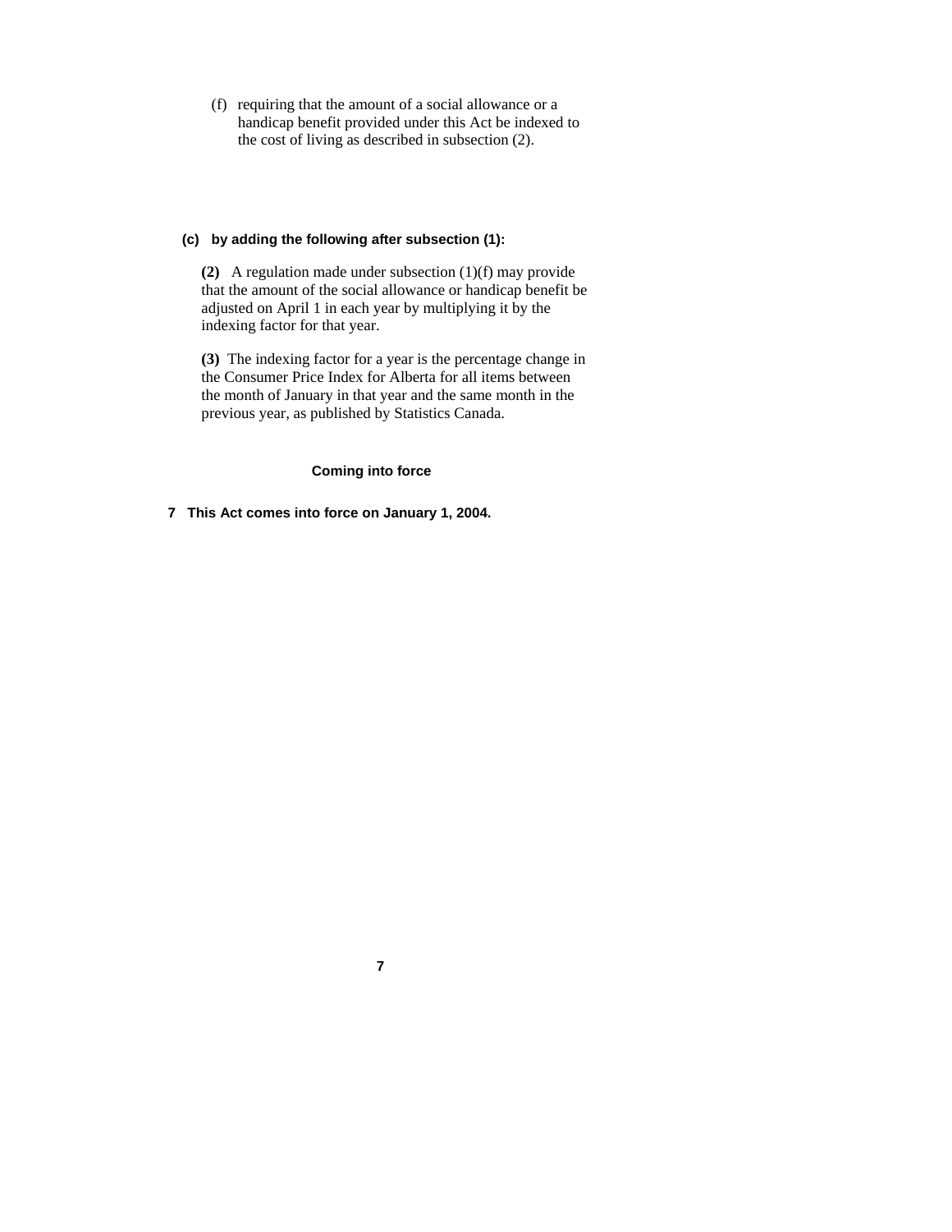(f) requiring that the amount of a social allowance or a handicap benefit provided under this Act be indexed to the cost of living as described in subsection (2).

**(c) by adding the following after subsection (1):**

**(2)** A regulation made under subsection (1)(f) may provide that the amount of the social allowance or handicap benefit be adjusted on April 1 in each year by multiplying it by the indexing factor for that year.

**(3)** The indexing factor for a year is the percentage change in the Consumer Price Index for Alberta for all items between the month of January in that year and the same month in the previous year, as published by Statistics Canada.

### Coming into force

**7 This Act comes into force on January 1, 2004.**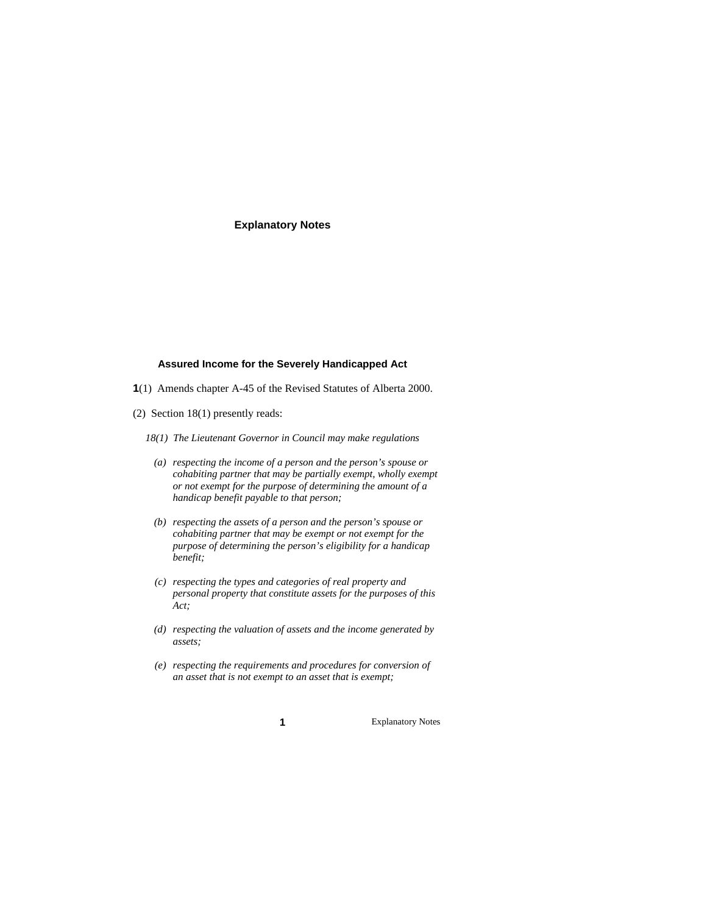# Explanatory Notes

## Assured Income for the Severely Handicapped Act

**1**(1) Amends chapter A-45 of the Revised Statutes of Alberta 2000.

(2) Section 18(1) presently reads:

*18(1) The Lieutenant Governor in Council may make regulations*

*(a) respecting the income of a person and the person's spouse or cohabiting partner that may be partially exempt, wholly exempt or not exempt for the purpose of determining the amount of a handicap benefit payable to that person;*

*(b) respecting the assets of a person and the person's spouse or cohabiting partner that may be exempt or not exempt for the purpose of determining the person's eligibility for a handicap benefit;*

*(c) respecting the types and categories of real property and personal property that constitute assets for the purposes of this Act;*

*(d) respecting the valuation of assets and the income generated by assets;*

*(e) respecting the requirements and procedures for conversion of an asset that is not exempt to an asset that is exempt;*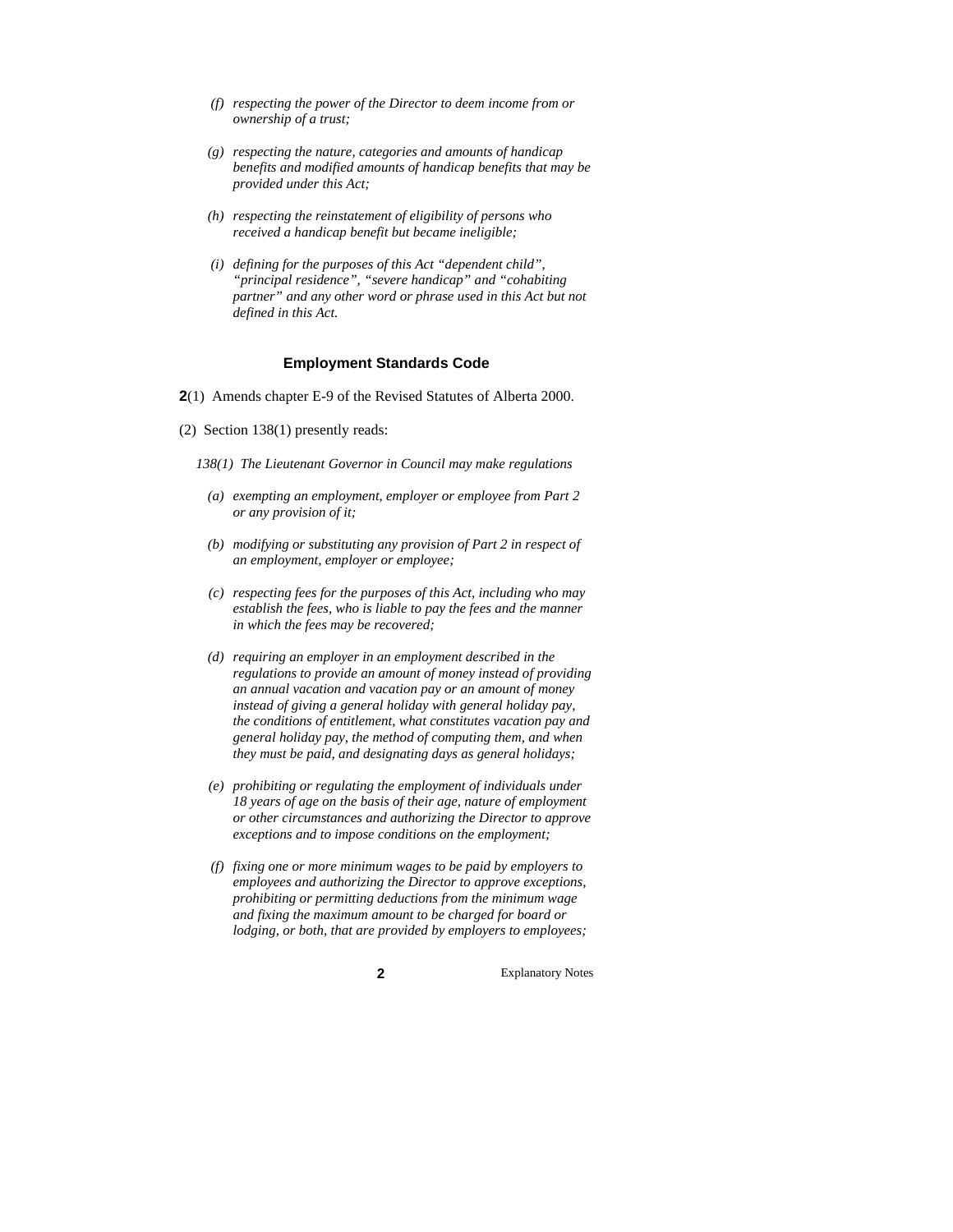*(f) respecting the power of the Director to deem income from or ownership of a trust;*

*(g) respecting the nature, categories and amounts of handicap benefits and modified amounts of handicap benefits that may be provided under this Act;*

*(h) respecting the reinstatement of eligibility of persons who received a handicap benefit but became ineligible;*

*(i) defining for the purposes of this Act “dependent child”, “principal residence”, “severe handicap” and “cohabiting partner” and any other word or phrase used in this Act but not defined in this Act.*

### Employment Standards Code

**2**(1) Amends chapter E-9 of the Revised Statutes of Alberta 2000.

(2) Section 138(1) presently reads:

*138(1) The Lieutenant Governor in Council may make regulations*

*(a) exempting an employment, employer or employee from Part 2 or any provision of it;*

*(b) modifying or substituting any provision of Part 2 in respect of an employment, employer or employee;*

*(c) respecting fees for the purposes of this Act, including who may establish the fees, who is liable to pay the fees and the manner in which the fees may be recovered;*

*(d) requiring an employer in an employment described in the regulations to provide an amount of money instead of providing an annual vacation and vacation pay or an amount of money instead of giving a general holiday with general holiday pay, the conditions of entitlement, what constitutes vacation pay and general holiday pay, the method of computing them, and when they must be paid, and designating days as general holidays;*

*(e) prohibiting or regulating the employment of individuals under 18 years of age on the basis of their age, nature of employment or other circumstances and authorizing the Director to approve exceptions and to impose conditions on the employment;*

*(f) fixing one or more minimum wages to be paid by employers to employees and authorizing the Director to approve exceptions, prohibiting or permitting deductions from the minimum wage and fixing the maximum amount to be charged for board or lodging, or both, that are provided by employers to employees;*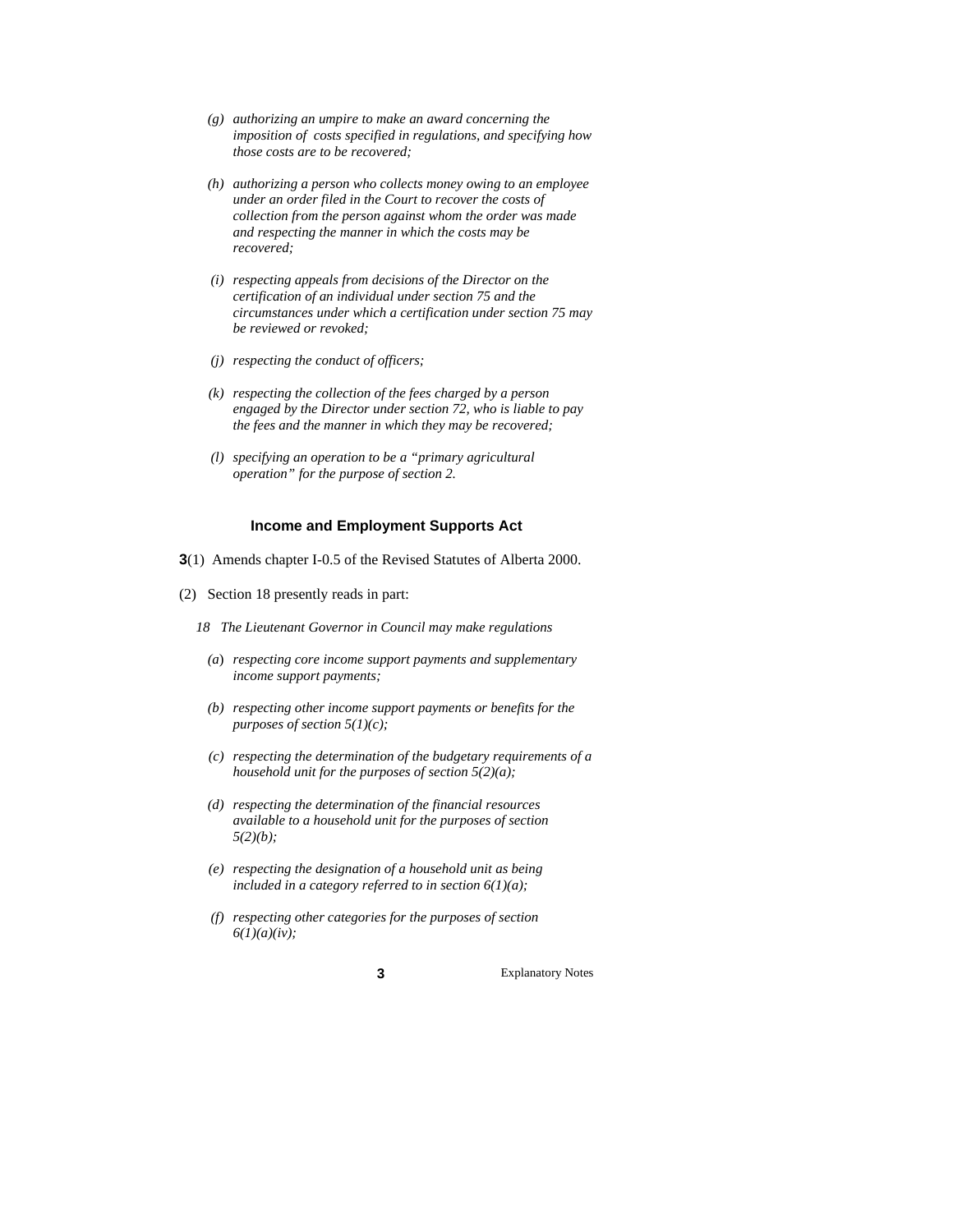*(g) authorizing an umpire to make an award concerning the imposition of costs specified in regulations, and specifying how those costs are to be recovered;*

*(h) authorizing a person who collects money owing to an employee under an order filed in the Court to recover the costs of collection from the person against whom the order was made and respecting the manner in which the costs may be recovered;*

*(i) respecting appeals from decisions of the Director on the certification of an individual under section 75 and the circumstances under which a certification under section 75 may be reviewed or revoked;*

*(j) respecting the conduct of officers;*

*(k) respecting the collection of the fees charged by a person engaged by the Director under section 72, who is liable to pay the fees and the manner in which they may be recovered;*

*(l) specifying an operation to be a "primary agricultural operation" for the purpose of section 2.*

### Income and Employment Supports Act

**3**(1) Amends chapter I-0.5 of the Revised Statutes of Alberta 2000.

(2) Section 18 presently reads in part:

*18 The Lieutenant Governor in Council may make regulations*

*(a) respecting core income support payments and supplementary income support payments;*

*(b) respecting other income support payments or benefits for the purposes of section 5(1)(c);*

*(c) respecting the determination of the budgetary requirements of a household unit for the purposes of section 5(2)(a);*

*(d) respecting the determination of the financial resources available to a household unit for the purposes of section 5(2)(b);*

*(e) respecting the designation of a household unit as being included in a category referred to in section 6(1)(a);*

*(f) respecting other categories for the purposes of section 6(1)(a)(iv);*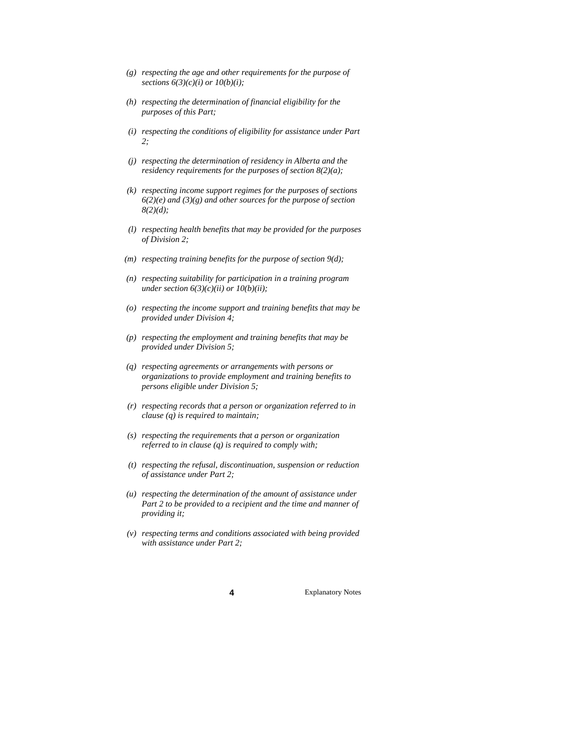*(g) respecting the age and other requirements for the purpose of sections 6(3)(c)(i) or 10(b)(i);*

*(h) respecting the determination of financial eligibility for the purposes of this Part;*

*(i) respecting the conditions of eligibility for assistance under Part 2;*

*(j) respecting the determination of residency in Alberta and the residency requirements for the purposes of section 8(2)(a);*

*(k) respecting income support regimes for the purposes of sections 6(2)(e) and (3)(g) and other sources for the purpose of section 8(2)(d);*

*(l) respecting health benefits that may be provided for the purposes of Division 2;*

*(m) respecting training benefits for the purpose of section 9(d);*

*(n) respecting suitability for participation in a training program under section 6(3)(c)(ii) or 10(b)(ii);*

*(o) respecting the income support and training benefits that may be provided under Division 4;*

*(p) respecting the employment and training benefits that may be provided under Division 5;*

*(q) respecting agreements or arrangements with persons or organizations to provide employment and training benefits to persons eligible under Division 5;*

*(r) respecting records that a person or organization referred to in clause (q) is required to maintain;*

*(s) respecting the requirements that a person or organization referred to in clause (q) is required to comply with;*

*(t) respecting the refusal, discontinuation, suspension or reduction of assistance under Part 2;*

*(u) respecting the determination of the amount of assistance under Part 2 to be provided to a recipient and the time and manner of providing it;*

*(v) respecting terms and conditions associated with being provided with assistance under Part 2;*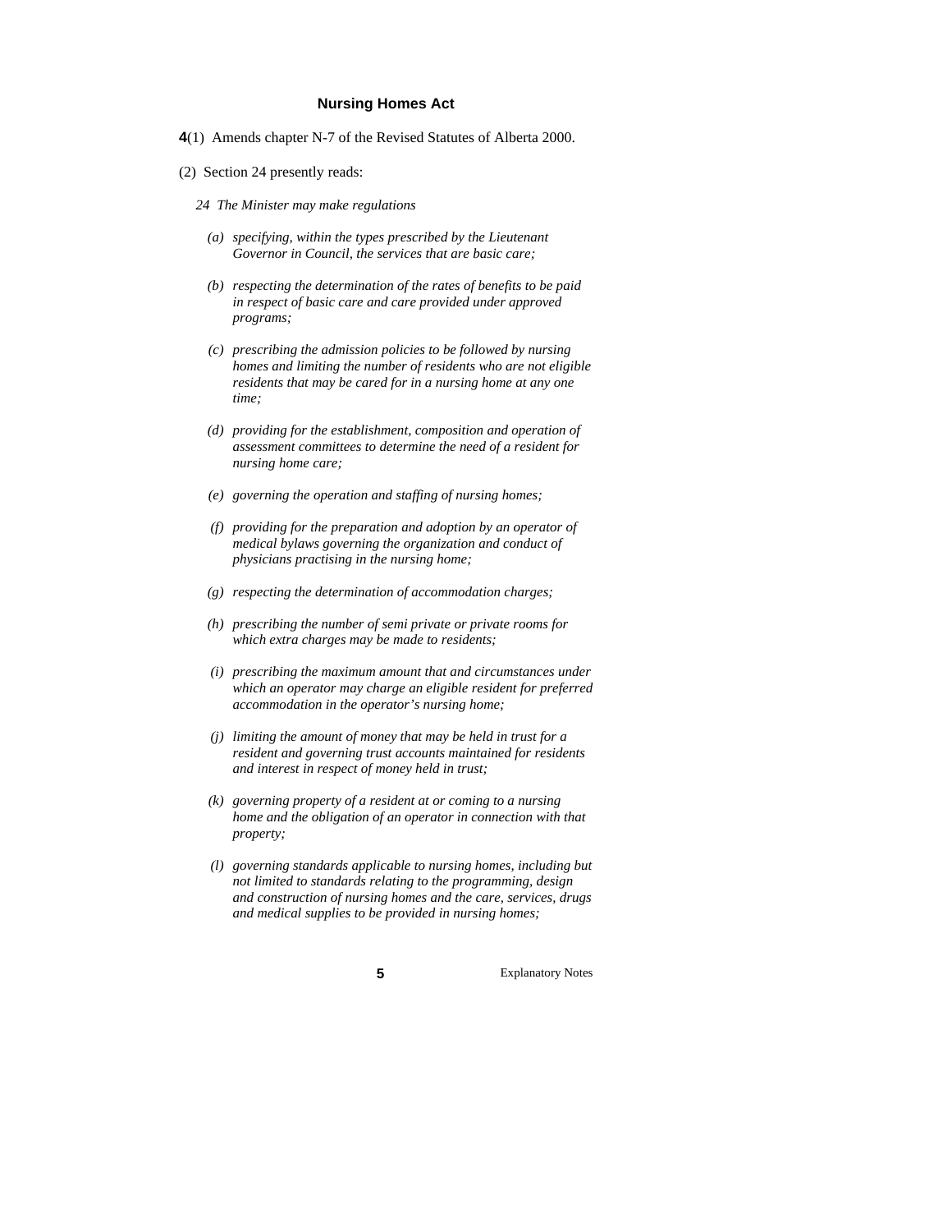### Nursing Homes Act

**4**(1) Amends chapter N-7 of the Revised Statutes of Alberta 2000.

(2) Section 24 presently reads:

*24 The Minister may make regulations*

*(a) specifying, within the types prescribed by the Lieutenant Governor in Council, the services that are basic care;*

*(b) respecting the determination of the rates of benefits to be paid in respect of basic care and care provided under approved programs;*

*(c) prescribing the admission policies to be followed by nursing homes and limiting the number of residents who are not eligible residents that may be cared for in a nursing home at any one time;*

*(d) providing for the establishment, composition and operation of assessment committees to determine the need of a resident for nursing home care;*

*(e) governing the operation and staffing of nursing homes;*

*(f) providing for the preparation and adoption by an operator of medical bylaws governing the organization and conduct of physicians practising in the nursing home;*

*(g) respecting the determination of accommodation charges;*

*(h) prescribing the number of semi private or private rooms for which extra charges may be made to residents;*

*(i) prescribing the maximum amount that and circumstances under which an operator may charge an eligible resident for preferred accommodation in the operator's nursing home;*

*(j) limiting the amount of money that may be held in trust for a resident and governing trust accounts maintained for residents and interest in respect of money held in trust;*

*(k) governing property of a resident at or coming to a nursing home and the obligation of an operator in connection with that property;*

*(l) governing standards applicable to nursing homes, including but not limited to standards relating to the programming, design and construction of nursing homes and the care, services, drugs and medical supplies to be provided in nursing homes;*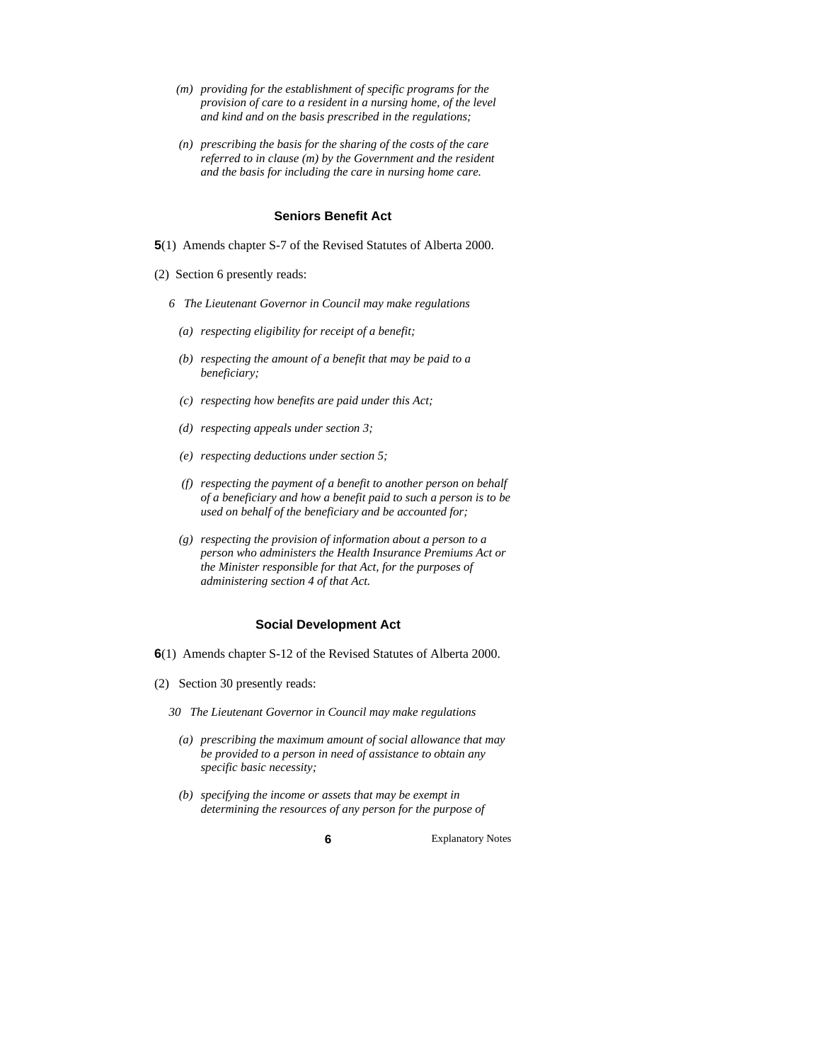*(m) providing for the establishment of specific programs for the provision of care to a resident in a nursing home, of the level and kind and on the basis prescribed in the regulations;*

*(n) prescribing the basis for the sharing of the costs of the care referred to in clause (m) by the Government and the resident and the basis for including the care in nursing home care.*

### Seniors Benefit Act

**5**(1) Amends chapter S-7 of the Revised Statutes of Alberta 2000.

(2) Section 6 presently reads:

*6 The Lieutenant Governor in Council may make regulations*

*(a) respecting eligibility for receipt of a benefit;*

*(b) respecting the amount of a benefit that may be paid to a beneficiary;*

*(c) respecting how benefits are paid under this Act;*

*(d) respecting appeals under section 3;*

*(e) respecting deductions under section 5;*

*(f) respecting the payment of a benefit to another person on behalf of a beneficiary and how a benefit paid to such a person is to be used on behalf of the beneficiary and be accounted for;*

*(g) respecting the provision of information about a person to a person who administers the Health Insurance Premiums Act or the Minister responsible for that Act, for the purposes of administering section 4 of that Act.*

### Social Development Act

**6**(1) Amends chapter S-12 of the Revised Statutes of Alberta 2000.

(2) Section 30 presently reads:

*30 The Lieutenant Governor in Council may make regulations*

*(a) prescribing the maximum amount of social allowance that may be provided to a person in need of assistance to obtain any specific basic necessity;*

*(b) specifying the income or assets that may be exempt in determining the resources of any person for the purpose of*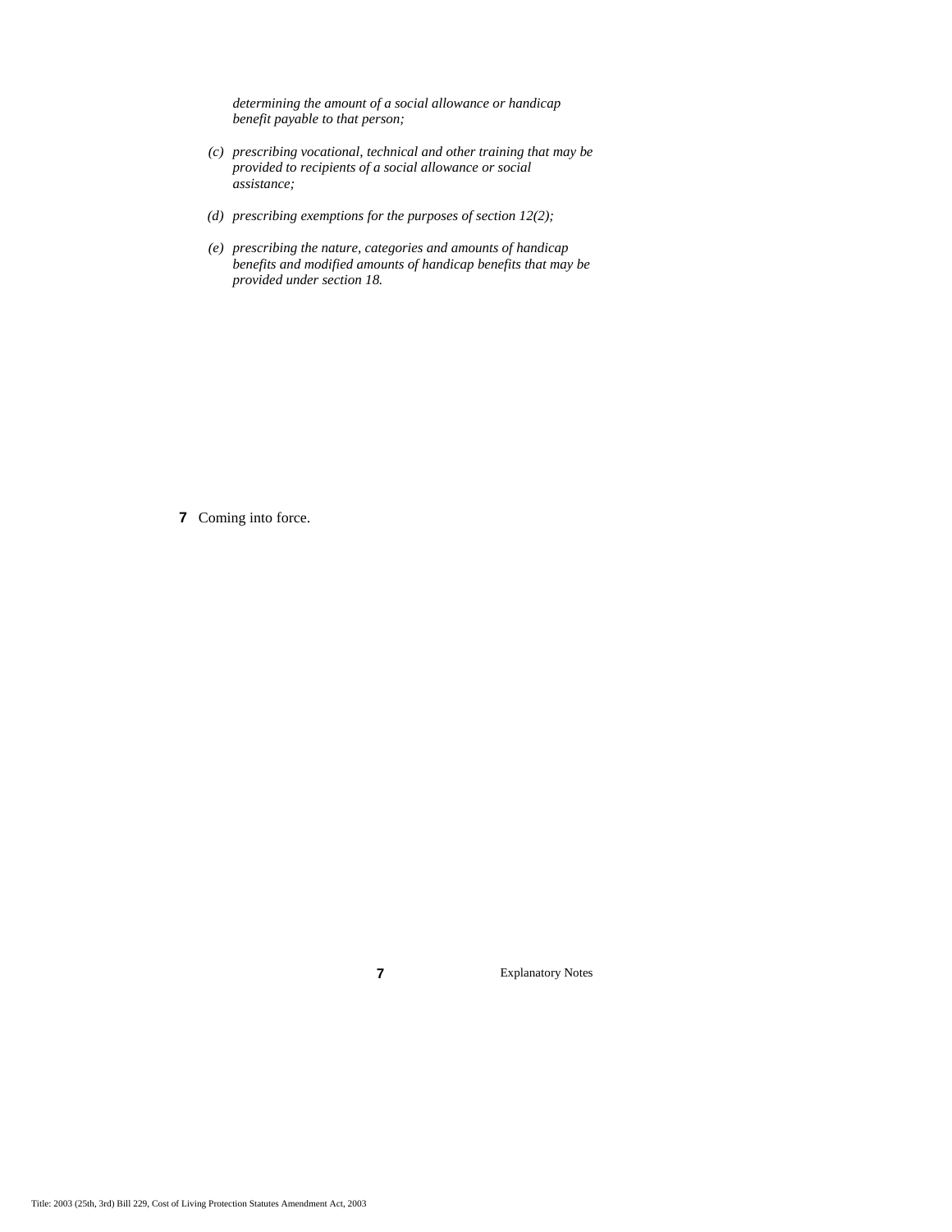*determining the amount of a social allowance or handicap benefit payable to that person;*

*(c) prescribing vocational, technical and other training that may be provided to recipients of a social allowance or social assistance;*

*(d) prescribing exemptions for the purposes of section 12(2);*

*(e) prescribing the nature, categories and amounts of handicap benefits and modified amounts of handicap benefits that may be provided under section 18.*

**7** Coming into force.